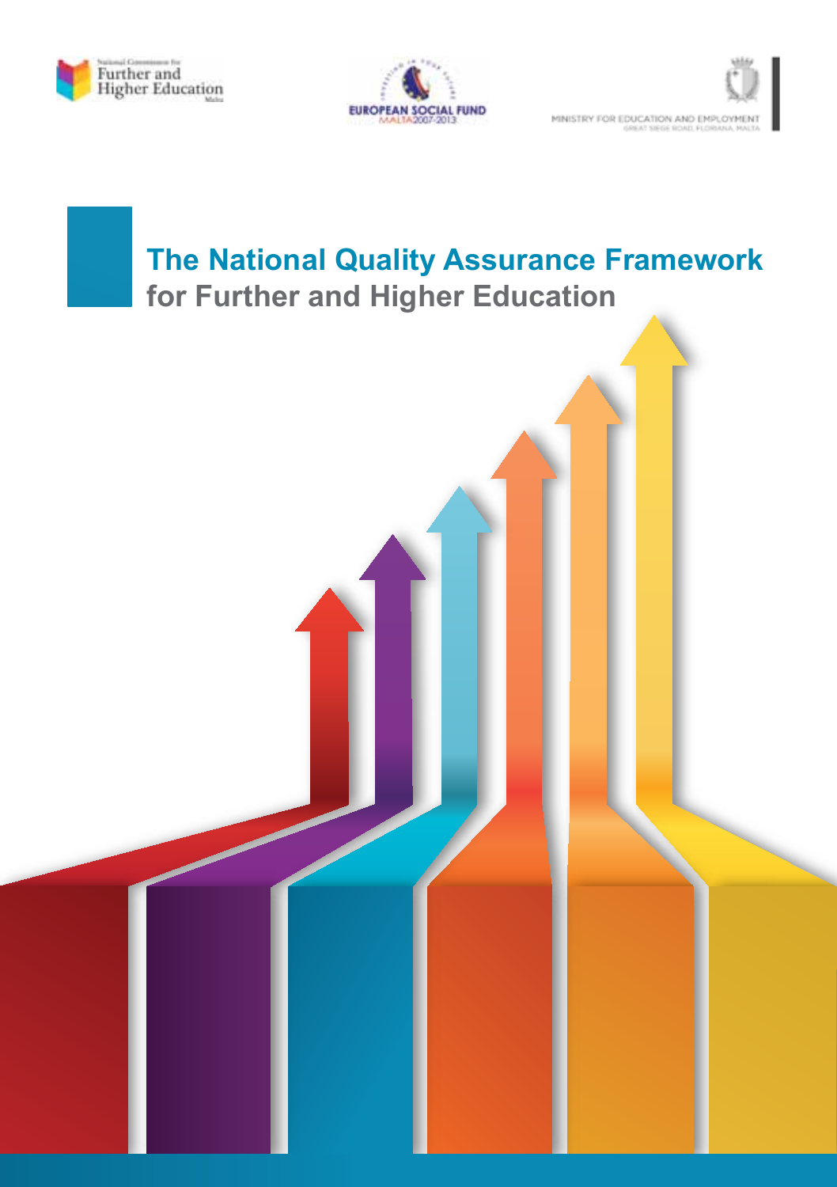National Commission for Further and Higher Education Malta

EUROPEAN SOCIAL FUND MALTA 2007-2013

MINISTRY FOR EDUCATION AND EMPLOYMENT
GREAT SIEGE ROAD, FLORIANA, MALTA

# The National Quality Assurance Framework for Further and Higher Education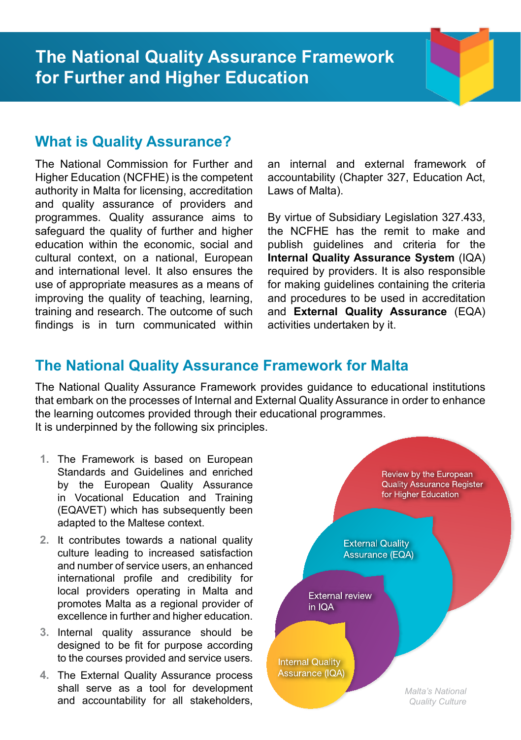# The National Quality Assurance Framework for Further and Higher Education

## What is Quality Assurance?

The National Commission for Further and Higher Education (NCFHE) is the competent authority in Malta for licensing, accreditation and quality assurance of providers and programmes. Quality assurance aims to safeguard the quality of further and higher education within the economic, social and cultural context, on a national, European and international level. It also ensures the use of appropriate measures as a means of improving the quality of teaching, learning, training and research. The outcome of such findings is in turn communicated within an internal and external framework of accountability (Chapter 327, Education Act, Laws of Malta).

By virtue of Subsidiary Legislation 327.433, the NCFHE has the remit to make and publish guidelines and criteria for the **Internal Quality Assurance System** (IQA) required by providers. It is also responsible for making guidelines containing the criteria and procedures to be used in accreditation and **External Quality Assurance** (EQA) activities undertaken by it.

## The National Quality Assurance Framework for Malta

The National Quality Assurance Framework provides guidance to educational institutions that embark on the processes of Internal and External Quality Assurance in order to enhance the learning outcomes provided through their educational programmes.
It is underpinned by the following six principles.

1. The Framework is based on European Standards and Guidelines and enriched by the European Quality Assurance in Vocational Education and Training (EQAVET) which has subsequently been adapted to the Maltese context.
2. It contributes towards a national quality culture leading to increased satisfaction and number of service users, an enhanced international profile and credibility for local providers operating in Malta and promotes Malta as a regional provider of excellence in further and higher education.
3. Internal quality assurance should be designed to be fit for purpose according to the courses provided and service users.
4. The External Quality Assurance process shall serve as a tool for development and accountability for all stakeholders,

Review by the European Quality Assurance Register for Higher Education

External Quality Assurance (EQA)

External review in IQA

Internal Quality Assurance (IQA)

*Malta's National Quality Culture*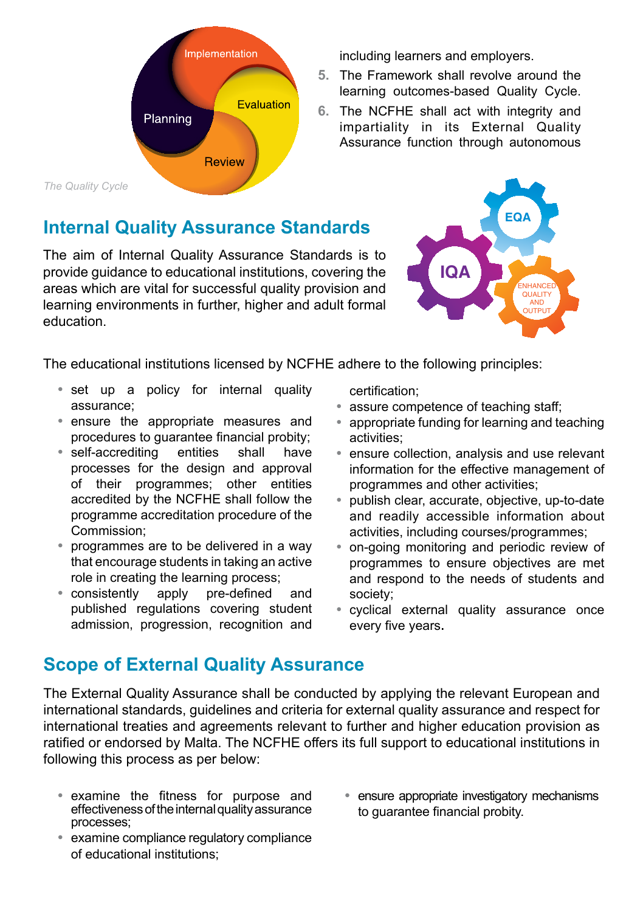Implementation

Evaluation

Planning

Review

*The Quality Cycle*

including learners and employers.

5. The Framework shall revolve around the learning outcomes-based Quality Cycle.
6. The NCFHE shall act with integrity and impartiality in its External Quality Assurance function through autonomous

## Internal Quality Assurance Standards

EQA

IQA

ENHANCED QUALITY AND OUTPUT

The aim of Internal Quality Assurance Standards is to provide guidance to educational institutions, covering the areas which are vital for successful quality provision and learning environments in further, higher and adult formal education.

The educational institutions licensed by NCFHE adhere to the following principles:

- set up a policy for internal quality assurance;
- ensure the appropriate measures and procedures to guarantee financial probity;
- self-accrediting entities shall have processes for the design and approval of their programmes; other entities accredited by the NCFHE shall follow the programme accreditation procedure of the Commission;
- programmes are to be delivered in a way that encourage students in taking an active role in creating the learning process;
- consistently apply pre-defined and published regulations covering student admission, progression, recognition and certification;
- assure competence of teaching staff;
- appropriate funding for learning and teaching activities;
- ensure collection, analysis and use relevant information for the effective management of programmes and other activities;
- publish clear, accurate, objective, up-to-date and readily accessible information about activities, including courses/programmes;
- on-going monitoring and periodic review of programmes to ensure objectives are met and respond to the needs of students and society;
- cyclical external quality assurance once every five years.

## Scope of External Quality Assurance

The External Quality Assurance shall be conducted by applying the relevant European and international standards, guidelines and criteria for external quality assurance and respect for international treaties and agreements relevant to further and higher education provision as ratified or endorsed by Malta. The NCFHE offers its full support to educational institutions in following this process as per below:

- examine the fitness for purpose and effectiveness of the internal quality assurance processes;
- examine compliance regulatory compliance of educational institutions;
- ensure appropriate investigatory mechanisms to guarantee financial probity.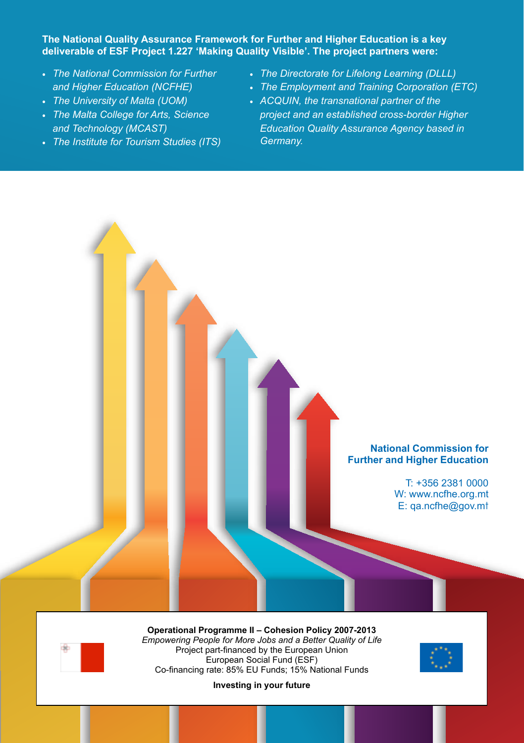**The National Quality Assurance Framework for Further and Higher Education is a key deliverable of ESF Project 1.227 'Making Quality Visible'. The project partners were:**

- *The National Commission for Further and Higher Education (NCFHE)*
- *The University of Malta (UOM)*
- *The Malta College for Arts, Science and Technology (MCAST)*
- *The Institute for Tourism Studies (ITS)*
- *The Directorate for Lifelong Learning (DLLL)*
- *The Employment and Training Corporation (ETC)*
- *ACQUIN, the transnational partner of the project and an established cross-border Higher Education Quality Assurance Agency based in Germany.*

**National Commission for Further and Higher Education**

T: +356 2381 0000
W: www.ncfhe.org.mt
E: qa.ncfhe@gov.mt

**Operational Programme II – Cohesion Policy 2007-2013**
*Empowering People for More Jobs and a Better Quality of Life*
Project part-financed by the European Union
European Social Fund (ESF)
Co-financing rate: 85% EU Funds; 15% National Funds

**Investing in your future**